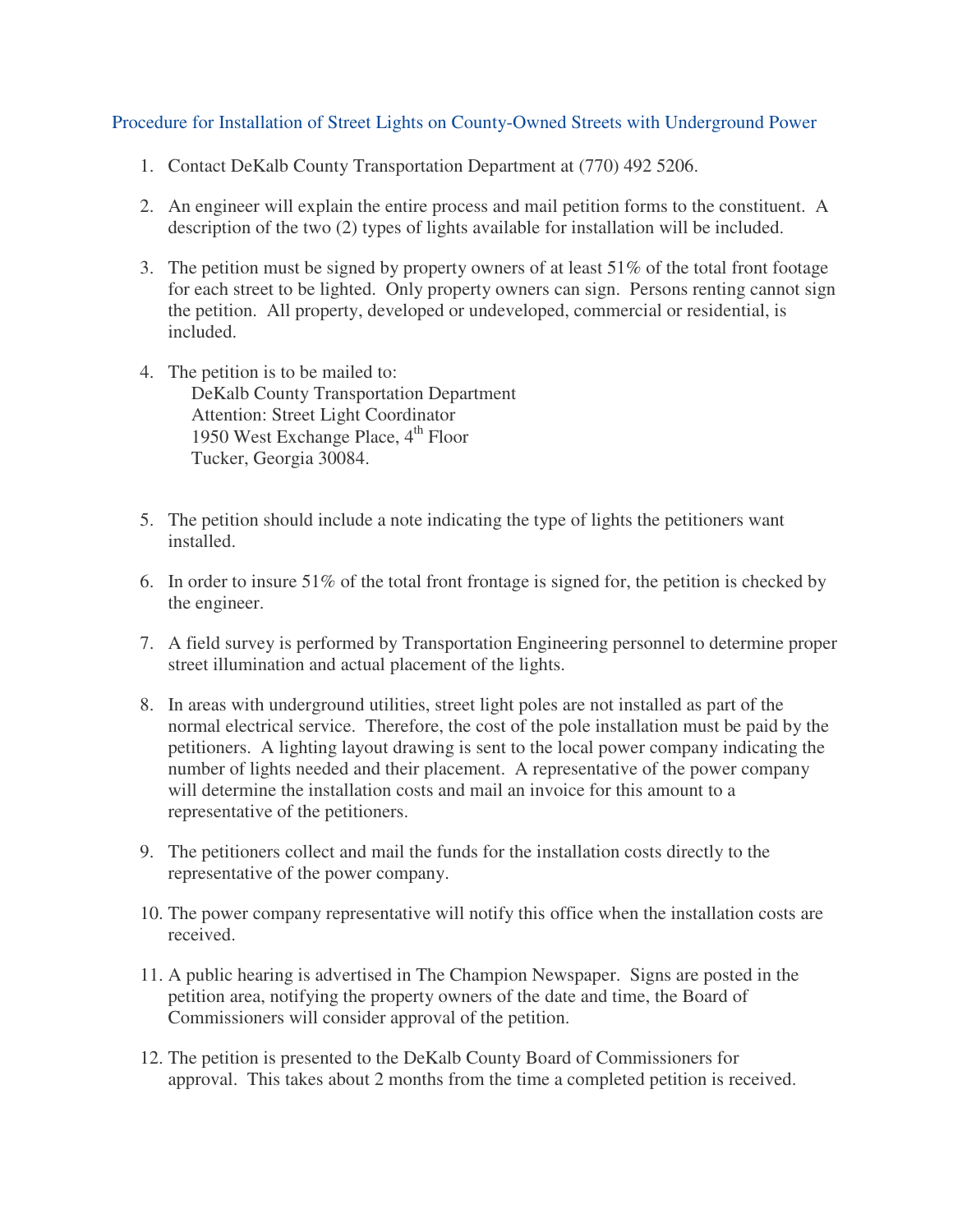## Procedure for Installation of Street Lights on County-Owned Streets with Underground Power

1. Contact DeKalb County Transportation Department at (770) 492 5206.

2. An engineer will explain the entire process and mail petition forms to the constituent. A description of the two (2) types of lights available for installation will be included.

3. The petition must be signed by property owners of at least 51% of the total front footage for each street to be lighted. Only property owners can sign. Persons renting cannot sign the petition. All property, developed or undeveloped, commercial or residential, is included.

4. The petition is to be mailed to:
   DeKalb County Transportation Department
   Attention: Street Light Coordinator
   1950 West Exchange Place, 4th Floor
   Tucker, Georgia 30084.

5. The petition should include a note indicating the type of lights the petitioners want installed.

6. In order to insure 51% of the total front frontage is signed for, the petition is checked by the engineer.

7. A field survey is performed by Transportation Engineering personnel to determine proper street illumination and actual placement of the lights.

8. In areas with underground utilities, street light poles are not installed as part of the normal electrical service. Therefore, the cost of the pole installation must be paid by the petitioners. A lighting layout drawing is sent to the local power company indicating the number of lights needed and their placement. A representative of the power company will determine the installation costs and mail an invoice for this amount to a representative of the petitioners.

9. The petitioners collect and mail the funds for the installation costs directly to the representative of the power company.

10. The power company representative will notify this office when the installation costs are received.

11. A public hearing is advertised in The Champion Newspaper. Signs are posted in the petition area, notifying the property owners of the date and time, the Board of Commissioners will consider approval of the petition.

12. The petition is presented to the DeKalb County Board of Commissioners for approval. This takes about 2 months from the time a completed petition is received.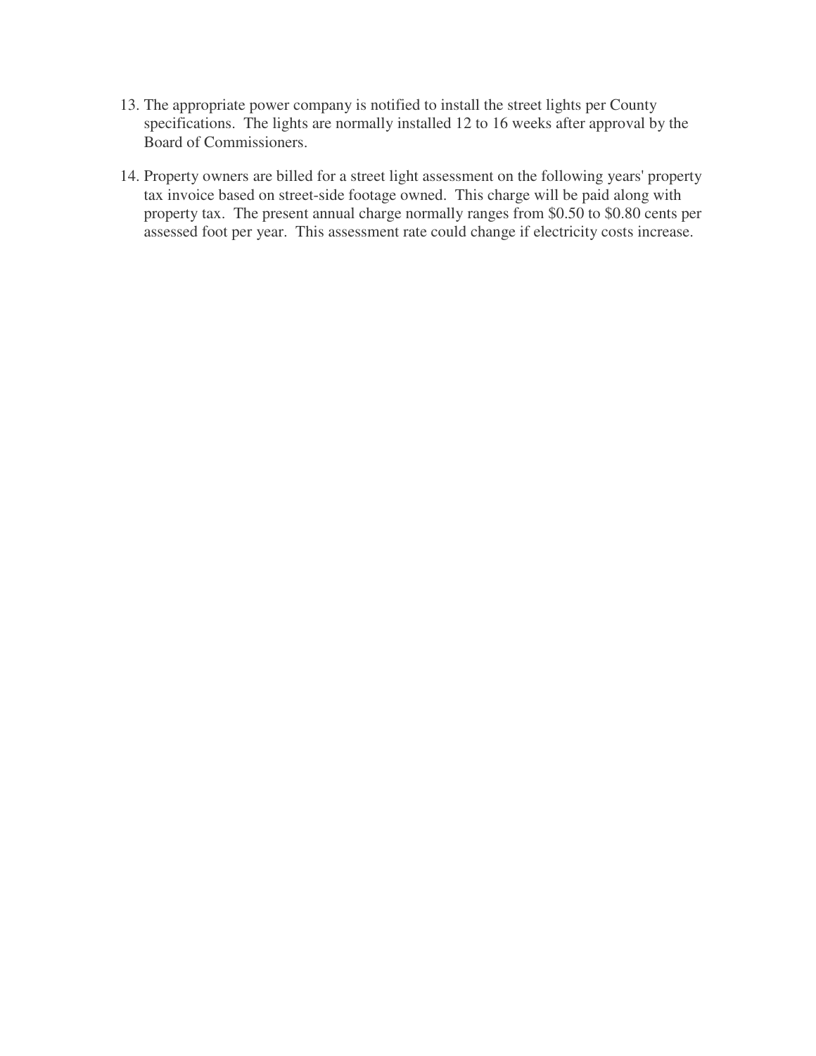13. The appropriate power company is notified to install the street lights per County specifications. The lights are normally installed 12 to 16 weeks after approval by the Board of Commissioners.

14. Property owners are billed for a street light assessment on the following years' property tax invoice based on street-side footage owned. This charge will be paid along with property tax. The present annual charge normally ranges from $0.50 to $0.80 cents per assessed foot per year. This assessment rate could change if electricity costs increase.